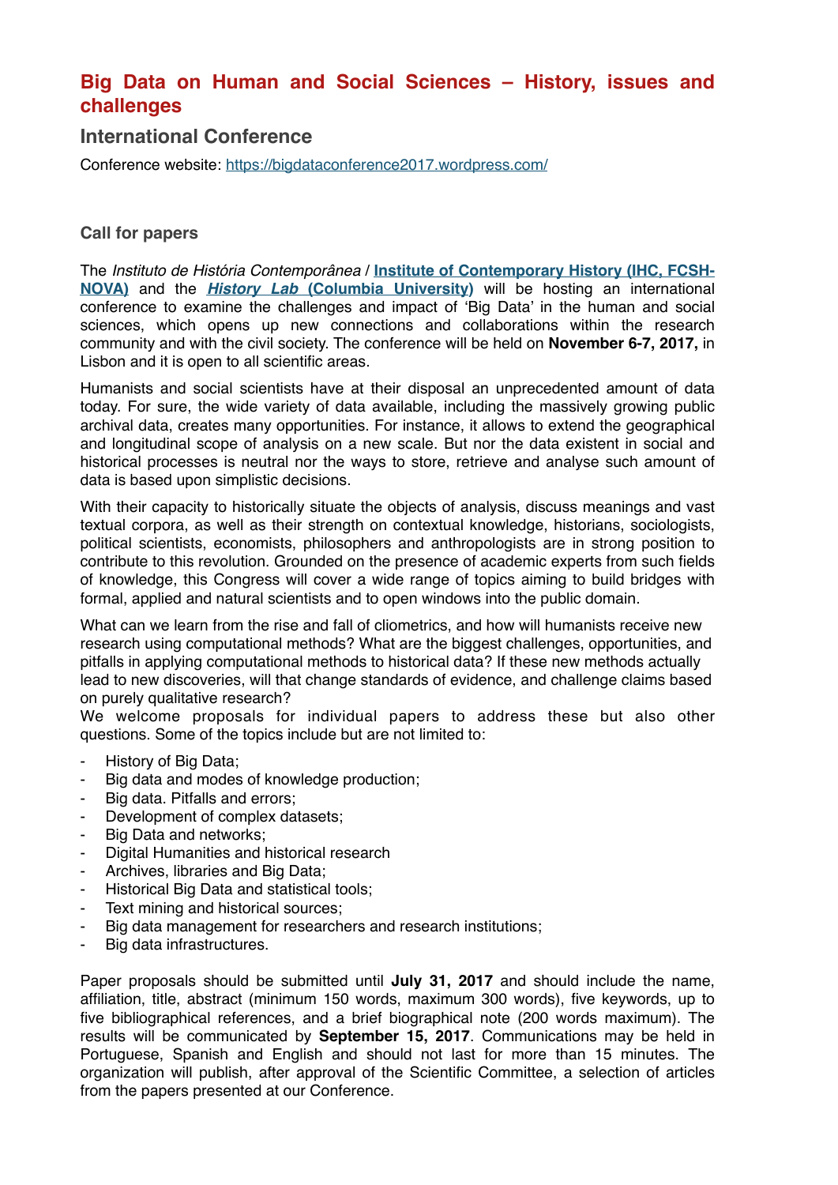# Big Data on Human and Social Sciences – History, issues and challenges

## International Conference

Conference website: https://bigdataconference2017.wordpress.com/

### Call for papers

The *Instituto de História Contemporânea* / **Institute of Contemporary History (IHC, FCSH-NOVA)** and the ***History Lab* (Columbia University)** will be hosting an international conference to examine the challenges and impact of 'Big Data' in the human and social sciences, which opens up new connections and collaborations within the research community and with the civil society. The conference will be held on **November 6-7, 2017,** in Lisbon and it is open to all scientific areas.

Humanists and social scientists have at their disposal an unprecedented amount of data today. For sure, the wide variety of data available, including the massively growing public archival data, creates many opportunities. For instance, it allows to extend the geographical and longitudinal scope of analysis on a new scale. But nor the data existent in social and historical processes is neutral nor the ways to store, retrieve and analyse such amount of data is based upon simplistic decisions.

With their capacity to historically situate the objects of analysis, discuss meanings and vast textual corpora, as well as their strength on contextual knowledge, historians, sociologists, political scientists, economists, philosophers and anthropologists are in strong position to contribute to this revolution. Grounded on the presence of academic experts from such fields of knowledge, this Congress will cover a wide range of topics aiming to build bridges with formal, applied and natural scientists and to open windows into the public domain.

What can we learn from the rise and fall of cliometrics, and how will humanists receive new research using computational methods? What are the biggest challenges, opportunities, and pitfalls in applying computational methods to historical data? If these new methods actually lead to new discoveries, will that change standards of evidence, and challenge claims based on purely qualitative research?
We welcome proposals for individual papers to address these but also other questions. Some of the topics include but are not limited to:

- History of Big Data;
- Big data and modes of knowledge production;
- Big data. Pitfalls and errors;
- Development of complex datasets;
- Big Data and networks;
- Digital Humanities and historical research
- Archives, libraries and Big Data;
- Historical Big Data and statistical tools;
- Text mining and historical sources;
- Big data management for researchers and research institutions;
- Big data infrastructures.

Paper proposals should be submitted until **July 31, 2017** and should include the name, affiliation, title, abstract (minimum 150 words, maximum 300 words), five keywords, up to five bibliographical references, and a brief biographical note (200 words maximum). The results will be communicated by **September 15, 2017**. Communications may be held in Portuguese, Spanish and English and should not last for more than 15 minutes. The organization will publish, after approval of the Scientific Committee, a selection of articles from the papers presented at our Conference.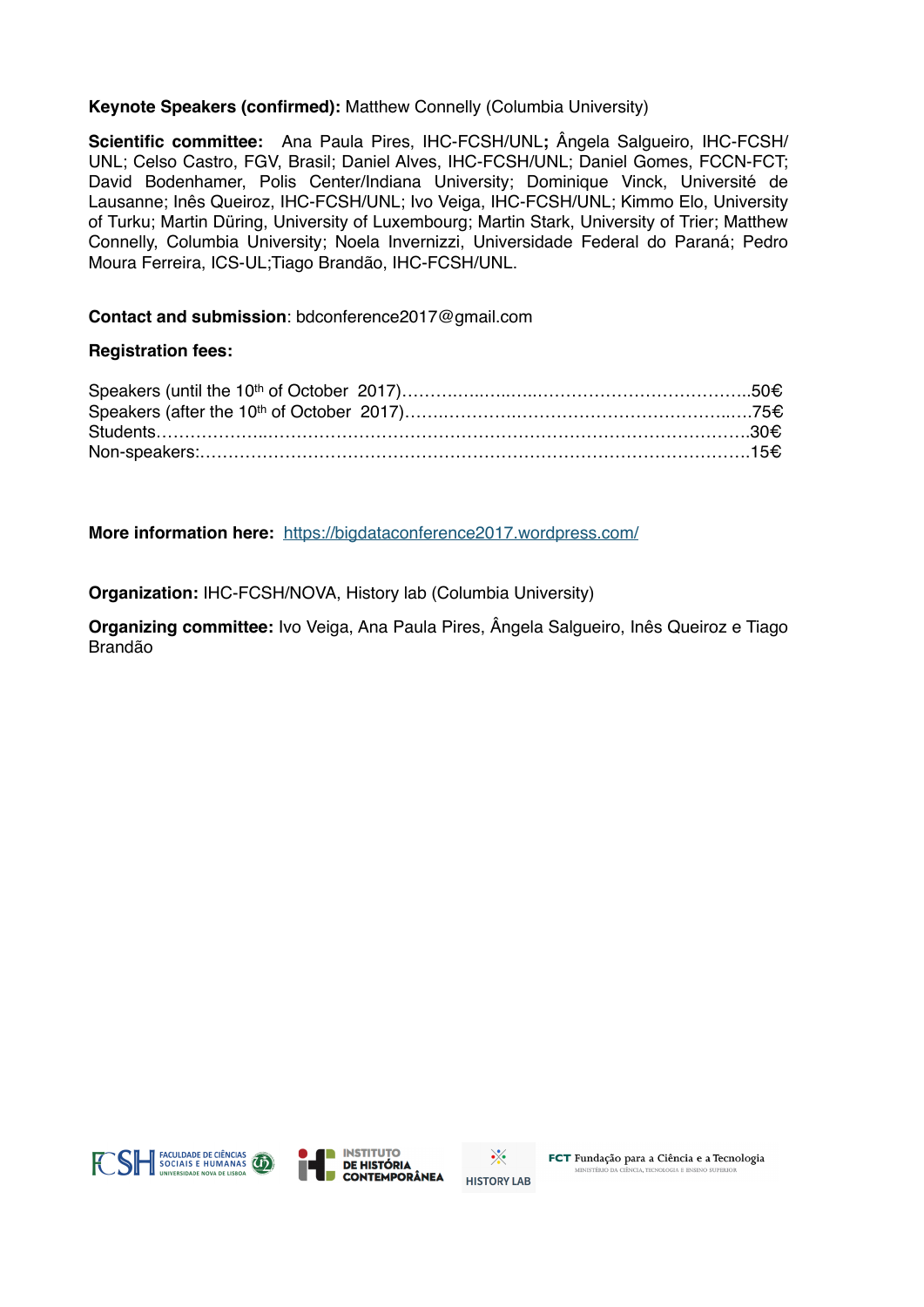**Keynote Speakers (confirmed):** Matthew Connelly (Columbia University)

**Scientific committee:** Ana Paula Pires, IHC-FCSH/UNL**;** Ângela Salgueiro, IHC-FCSH/UNL; Celso Castro, FGV, Brasil; Daniel Alves, IHC-FCSH/UNL; Daniel Gomes, FCCN-FCT; David Bodenhamer, Polis Center/Indiana University; Dominique Vinck, Université de Lausanne; Inês Queiroz, IHC-FCSH/UNL; Ivo Veiga, IHC-FCSH/UNL; Kimmo Elo, University of Turku; Martin Düring, University of Luxembourg; Martin Stark, University of Trier; Matthew Connelly, Columbia University; Noela Invernizzi, Universidade Federal do Paraná; Pedro Moura Ferreira, ICS-UL;Tiago Brandão, IHC-FCSH/UNL.

**Contact and submission**: bdconference2017@gmail.com

**Registration fees:**

Speakers (until the 10th of October 2017)……………………………………………………..50€
Speakers (after the 10th of October 2017)……………………………………………………75€
Students………………………………………………………………………………………30€
Non-speakers:………………………………………………………………………………15€

**More information here:** [https://bigdataconference2017.wordpress.com/](https://bigdataconference2017.wordpress.com/)

**Organization:** IHC-FCSH/NOVA, History lab (Columbia University)

**Organizing committee:** Ivo Veiga, Ana Paula Pires, Ângela Salgueiro, Inês Queiroz e Tiago Brandão

FCSH FACULDADE DE CIÊNCIAS SOCIAIS E HUMANAS UNIVERSIDADE NOVA DE LISBOA

INSTITUTO DE HISTÓRIA CONTEMPORÂNEA

HISTORY LAB

FCT Fundação para a Ciência e a Tecnologia MINISTÉRIO DA CIÊNCIA, TECNOLOGIA E ENSINO SUPERIOR